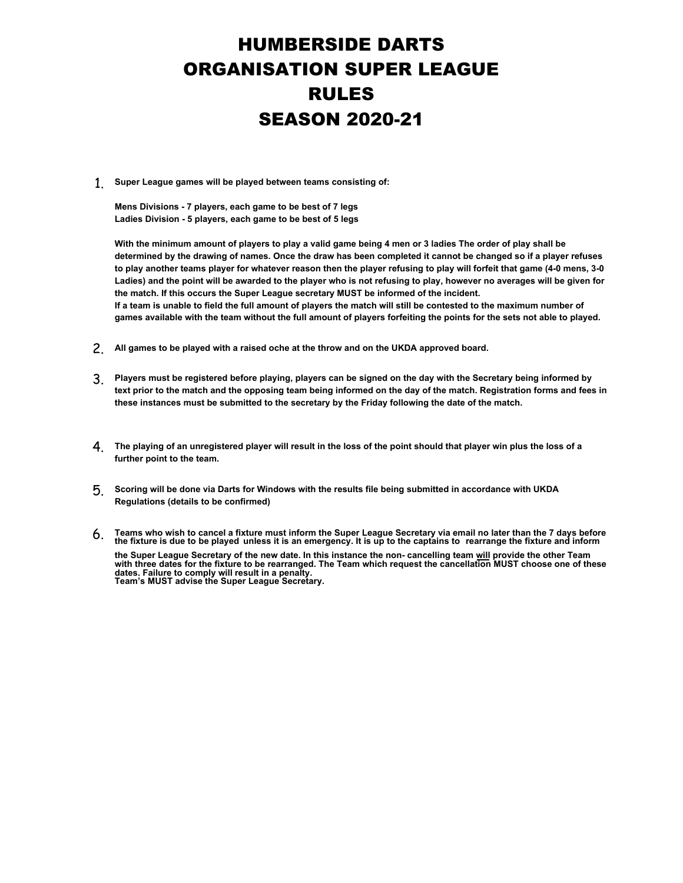# HUMBERSIDE DARTS ORGANISATION SUPER LEAGUE RULES SEASON 2020-21

1. **Super League games will be played between teams consisting of:**

   **Mens Divisions - 7 players, each game to be best of 7 legs**
   **Ladies Division - 5 players, each game to be best of 5 legs**

   **With the minimum amount of players to play a valid game being 4 men or 3 ladies The order of play shall be determined by the drawing of names. Once the draw has been completed it cannot be changed so if a player refuses to play another teams player for whatever reason then the player refusing to play will forfeit that game (4-0 mens, 3-0 Ladies) and the point will be awarded to the player who is not refusing to play, however no averages will be given for the match. If this occurs the Super League secretary MUST be informed of the incident.**
   **If a team is unable to field the full amount of players the match will still be contested to the maximum number of games available with the team without the full amount of players forfeiting the points for the sets not able to played.**

2. **All games to be played with a raised oche at the throw and on the UKDA approved board.**

3. **Players must be registered before playing, players can be signed on the day with the Secretary being informed by text prior to the match and the opposing team being informed on the day of the match. Registration forms and fees in these instances must be submitted to the secretary by the Friday following the date of the match.**

4. **The playing of an unregistered player will result in the loss of the point should that player win plus the loss of a further point to the team.**

5. **Scoring will be done via Darts for Windows with the results file being submitted in accordance with UKDA Regulations (details to be confirmed)**

6. **Teams who wish to cancel a fixture must inform the Super League Secretary via email no later than the 7 days before the fixture is due to be played unless it is an emergency. It is up to the captains to rearrange the fixture and inform the Super League Secretary of the new date. In this instance the non- cancelling team will provide the other Team with three dates for the fixture to be rearranged. The Team which request the cancellation MUST choose one of these dates. Failure to comply will result in a penalty.**
   **Team's MUST advise the Super League Secretary.**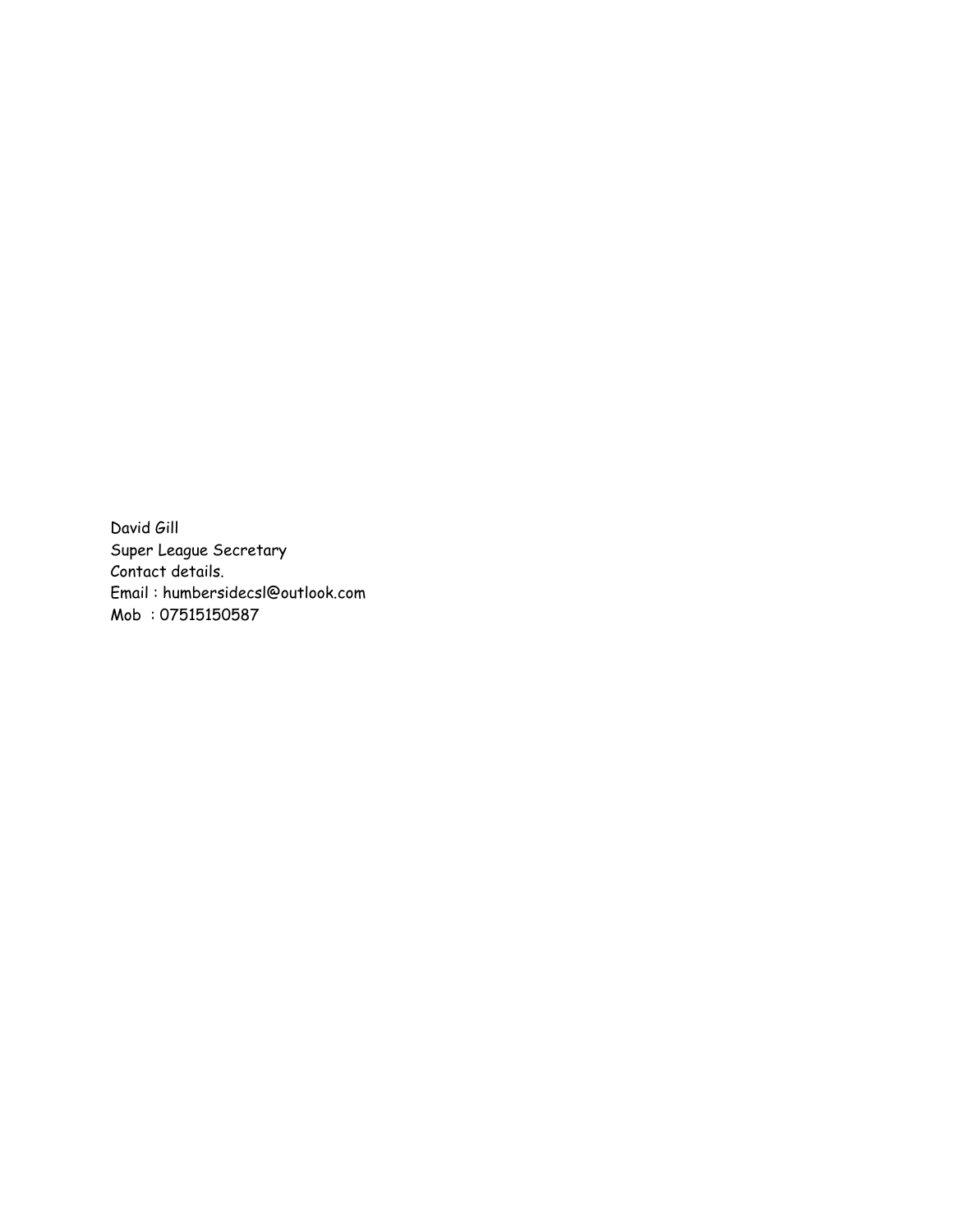David Gill
Super League Secretary
Contact details.
Email : humbersidecsl@outlook.com
Mob : 07515150587